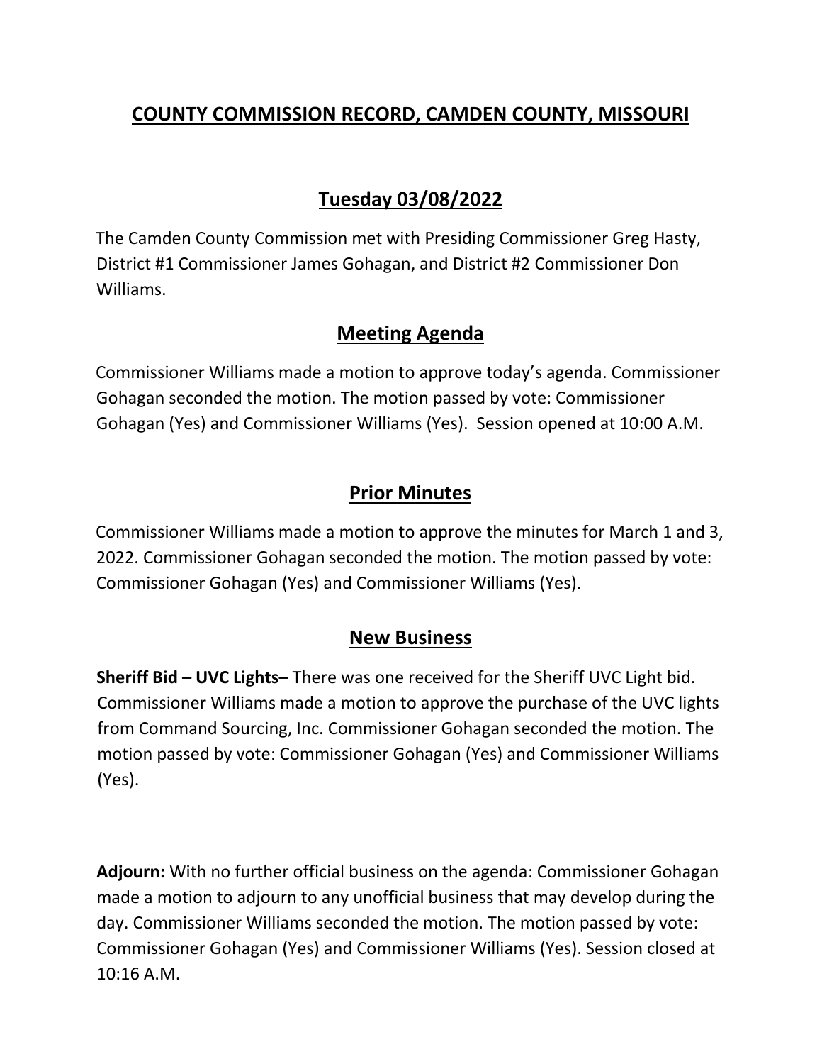# COUNTY COMMISSION RECORD, CAMDEN COUNTY, MISSOURI

## Tuesday 03/08/2022

The Camden County Commission met with Presiding Commissioner Greg Hasty, District #1 Commissioner James Gohagan, and District #2 Commissioner Don Williams.

## Meeting Agenda

Commissioner Williams made a motion to approve today's agenda. Commissioner Gohagan seconded the motion. The motion passed by vote: Commissioner Gohagan (Yes) and Commissioner Williams (Yes). Session opened at 10:00 A.M.

## Prior Minutes

Commissioner Williams made a motion to approve the minutes for March 1 and 3, 2022. Commissioner Gohagan seconded the motion. The motion passed by vote: Commissioner Gohagan (Yes) and Commissioner Williams (Yes).

## New Business

**Sheriff Bid – UVC Lights–** There was one received for the Sheriff UVC Light bid. Commissioner Williams made a motion to approve the purchase of the UVC lights from Command Sourcing, Inc. Commissioner Gohagan seconded the motion. The motion passed by vote: Commissioner Gohagan (Yes) and Commissioner Williams (Yes).

**Adjourn:** With no further official business on the agenda: Commissioner Gohagan made a motion to adjourn to any unofficial business that may develop during the day. Commissioner Williams seconded the motion. The motion passed by vote: Commissioner Gohagan (Yes) and Commissioner Williams (Yes). Session closed at 10:16 A.M.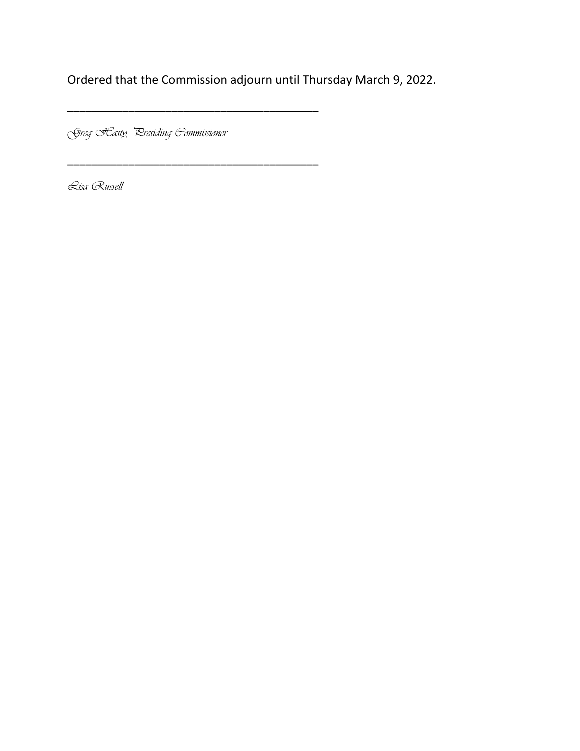Ordered that the Commission adjourn until Thursday March 9, 2022.

\_\_\_\_\_\_\_\_\_\_\_\_\_\_\_\_\_\_\_\_\_\_\_\_\_\_\_\_\_\_\_\_\_\_\_\_\_\_\_\_\_\_\_\_\_\_\_\_

*Greg Hasty, Presiding Commissioner*

\_\_\_\_\_\_\_\_\_\_\_\_\_\_\_\_\_\_\_\_\_\_\_\_\_\_\_\_\_\_\_\_\_\_\_\_\_\_\_\_\_\_\_\_\_\_\_\_

*Lisa Russell*